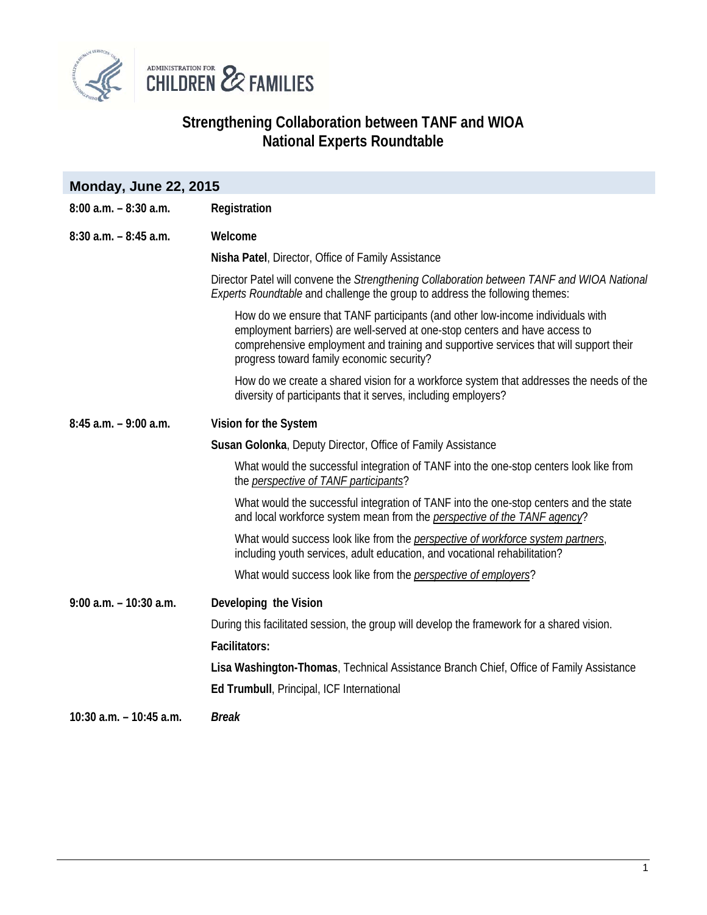ADMINISTRATION FOR CHILDREN & FAMILIES

# Strengthening Collaboration between TANF and WIOA National Experts Roundtable

## Monday, June 22, 2015

**8:00 a.m. – 8:30 a.m.** **Registration**

**8:30 a.m. – 8:45 a.m.** **Welcome**

**Nisha Patel**, Director, Office of Family Assistance

Director Patel will convene the *Strengthening Collaboration between TANF and WIOA National Experts Roundtable* and challenge the group to address the following themes:

> How do we ensure that TANF participants (and other low-income individuals with employment barriers) are well-served at one-stop centers and have access to comprehensive employment and training and supportive services that will support their progress toward family economic security?
>
> How do we create a shared vision for a workforce system that addresses the needs of the diversity of participants that it serves, including employers?

**8:45 a.m. – 9:00 a.m.** **Vision for the System**

**Susan Golonka**, Deputy Director, Office of Family Assistance

> What would the successful integration of TANF into the one-stop centers look like from the *perspective of TANF participants*?
>
> What would the successful integration of TANF into the one-stop centers and the state and local workforce system mean from the *perspective of the TANF agency*?
>
> What would success look like from the *perspective of workforce system partners*, including youth services, adult education, and vocational rehabilitation?
>
> What would success look like from the *perspective of employers*?

**9:00 a.m. – 10:30 a.m.** **Developing the Vision**

During this facilitated session, the group will develop the framework for a shared vision.

**Facilitators:**

**Lisa Washington-Thomas**, Technical Assistance Branch Chief, Office of Family Assistance

**Ed Trumbull**, Principal, ICF International

**10:30 a.m. – 10:45 a.m.** ***Break***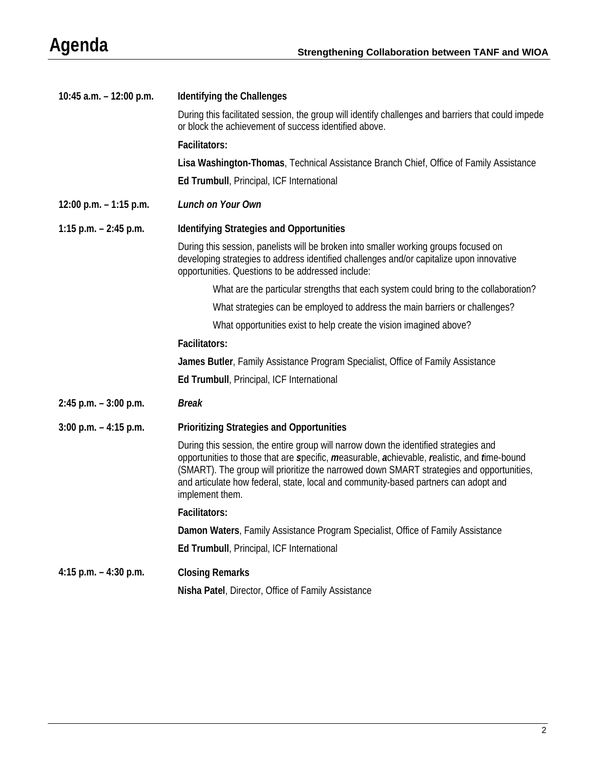# Agenda

## Strengthening Collaboration between TANF and WIOA

**10:45 a.m. – 12:00 p.m.** **Identifying the Challenges**

During this facilitated session, the group will identify challenges and barriers that could impede or block the achievement of success identified above.

**Facilitators:**

**Lisa Washington-Thomas**, Technical Assistance Branch Chief, Office of Family Assistance

**Ed Trumbull**, Principal, ICF International

**12:00 p.m. – 1:15 p.m.** ***Lunch on Your Own***

**1:15 p.m. – 2:45 p.m.** **Identifying Strategies and Opportunities**

During this session, panelists will be broken into smaller working groups focused on developing strategies to address identified challenges and/or capitalize upon innovative opportunities. Questions to be addressed include:

- What are the particular strengths that each system could bring to the collaboration?
- What strategies can be employed to address the main barriers or challenges?
- What opportunities exist to help create the vision imagined above?

**Facilitators:**

**James Butler**, Family Assistance Program Specialist, Office of Family Assistance

**Ed Trumbull**, Principal, ICF International

**2:45 p.m. – 3:00 p.m.** ***Break***

**3:00 p.m. – 4:15 p.m.** **Prioritizing Strategies and Opportunities**

During this session, the entire group will narrow down the identified strategies and opportunities to those that are ***s***pecific, ***m***easurable, ***a***chievable, ***r***ealistic, and ***t***ime-bound (SMART). The group will prioritize the narrowed down SMART strategies and opportunities, and articulate how federal, state, local and community-based partners can adopt and implement them.

**Facilitators:**

**Damon Waters**, Family Assistance Program Specialist, Office of Family Assistance

**Ed Trumbull**, Principal, ICF International

**4:15 p.m. – 4:30 p.m.** **Closing Remarks**

**Nisha Patel**, Director, Office of Family Assistance